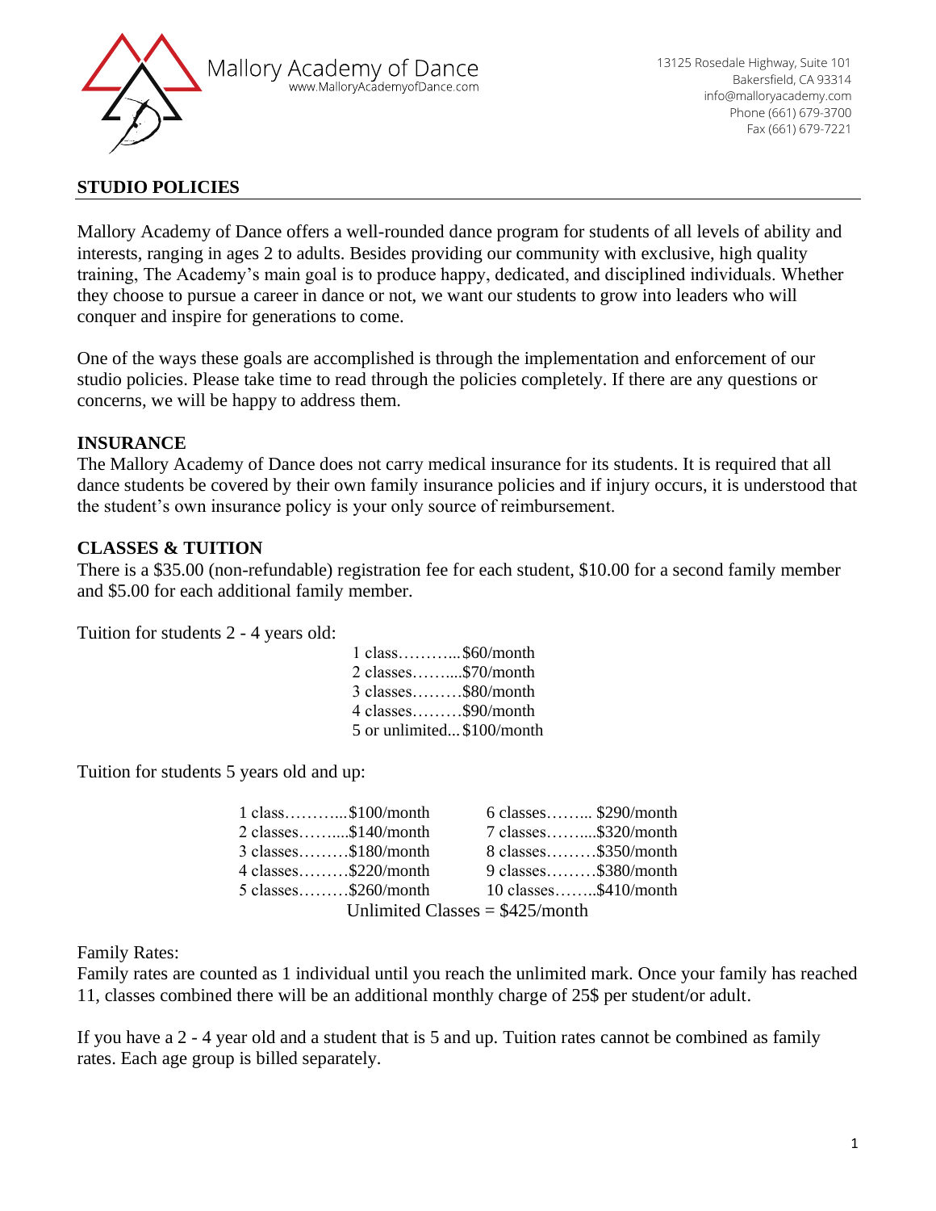Mallory Academy of Dance
www.MalloryAcademyofDance.com

13125 Rosedale Highway, Suite 101
Bakersfield, CA 93314
info@malloryacademy.com
Phone (661) 679-3700
Fax (661) 679-7221

## STUDIO POLICIES

Mallory Academy of Dance offers a well-rounded dance program for students of all levels of ability and interests, ranging in ages 2 to adults. Besides providing our community with exclusive, high quality training, The Academy's main goal is to produce happy, dedicated, and disciplined individuals. Whether they choose to pursue a career in dance or not, we want our students to grow into leaders who will conquer and inspire for generations to come.

One of the ways these goals are accomplished is through the implementation and enforcement of our studio policies. Please take time to read through the policies completely. If there are any questions or concerns, we will be happy to address them.

### INSURANCE

The Mallory Academy of Dance does not carry medical insurance for its students. It is required that all dance students be covered by their own family insurance policies and if injury occurs, it is understood that the student's own insurance policy is your only source of reimbursement.

### CLASSES & TUITION

There is a $35.00 (non-refundable) registration fee for each student, $10.00 for a second family member and $5.00 for each additional family member.

Tuition for students 2 - 4 years old:

1 class………...$60/month
2 classes……....$70/month
3 classes………$80/month
4 classes………$90/month
5 or unlimited...$100/month

Tuition for students 5 years old and up:

| | |
|---|---|
| 1 class………...$100/month | 6 classes…….. $290/month |
| 2 classes……....$140/month | 7 classes……...$320/month |
| 3 classes………$180/month | 8 classes………$350/month |
| 4 classes………$220/month | 9 classes………$380/month |
| 5 classes………$260/month | 10 classes……..$410/month |

Unlimited Classes = $425/month

Family Rates:
Family rates are counted as 1 individual until you reach the unlimited mark. Once your family has reached 11, classes combined there will be an additional monthly charge of 25$ per student/or adult.

If you have a 2 - 4 year old and a student that is 5 and up. Tuition rates cannot be combined as family rates. Each age group is billed separately.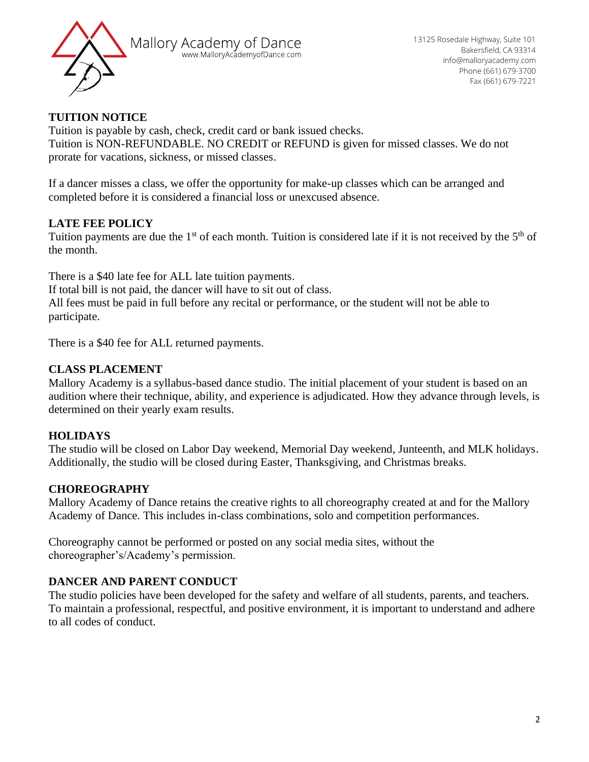Mallory Academy of Dance
www.MalloryAcademyofDance.com

13125 Rosedale Highway, Suite 101
Bakersfield, CA 93314
info@malloryacademy.com
Phone (661) 679-3700
Fax (661) 679-7221

## TUITION NOTICE

Tuition is payable by cash, check, credit card or bank issued checks.
Tuition is NON-REFUNDABLE. NO CREDIT or REFUND is given for missed classes. We do not prorate for vacations, sickness, or missed classes.

If a dancer misses a class, we offer the opportunity for make-up classes which can be arranged and completed before it is considered a financial loss or unexcused absence.

## LATE FEE POLICY

Tuition payments are due the 1st of each month. Tuition is considered late if it is not received by the 5th of the month.

There is a $40 late fee for ALL late tuition payments.
If total bill is not paid, the dancer will have to sit out of class.
All fees must be paid in full before any recital or performance, or the student will not be able to participate.

There is a $40 fee for ALL returned payments.

## CLASS PLACEMENT

Mallory Academy is a syllabus-based dance studio. The initial placement of your student is based on an audition where their technique, ability, and experience is adjudicated. How they advance through levels, is determined on their yearly exam results.

## HOLIDAYS

The studio will be closed on Labor Day weekend, Memorial Day weekend, Juneteenth, and MLK holidays. Additionally, the studio will be closed during Easter, Thanksgiving, and Christmas breaks.

## CHOREOGRAPHY

Mallory Academy of Dance retains the creative rights to all choreography created at and for the Mallory Academy of Dance. This includes in-class combinations, solo and competition performances.

Choreography cannot be performed or posted on any social media sites, without the choreographer's/Academy's permission.

## DANCER AND PARENT CONDUCT

The studio policies have been developed for the safety and welfare of all students, parents, and teachers. To maintain a professional, respectful, and positive environment, it is important to understand and adhere to all codes of conduct.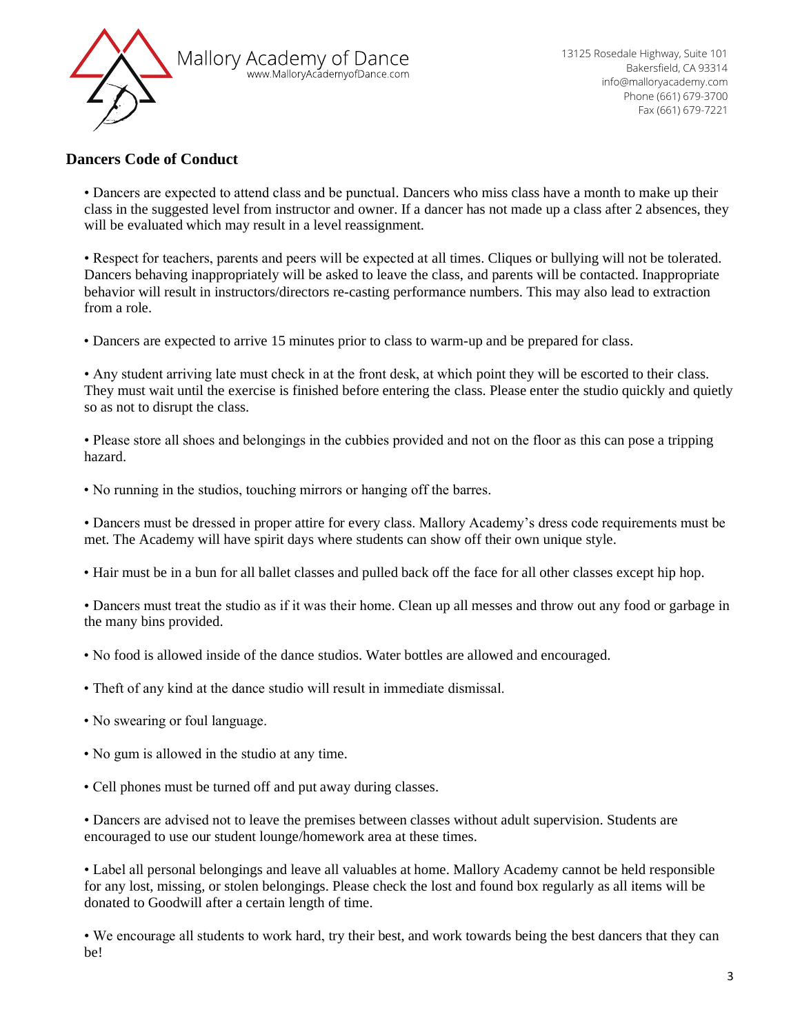Mallory Academy of Dance
www.MalloryAcademyofDance.com

13125 Rosedale Highway, Suite 101
Bakersfield, CA 93314
info@malloryacademy.com
Phone (661) 679-3700
Fax (661) 679-7221

## Dancers Code of Conduct

- Dancers are expected to attend class and be punctual. Dancers who miss class have a month to make up their class in the suggested level from instructor and owner. If a dancer has not made up a class after 2 absences, they will be evaluated which may result in a level reassignment.

- Respect for teachers, parents and peers will be expected at all times. Cliques or bullying will not be tolerated. Dancers behaving inappropriately will be asked to leave the class, and parents will be contacted. Inappropriate behavior will result in instructors/directors re-casting performance numbers. This may also lead to extraction from a role.

- Dancers are expected to arrive 15 minutes prior to class to warm-up and be prepared for class.

- Any student arriving late must check in at the front desk, at which point they will be escorted to their class. They must wait until the exercise is finished before entering the class. Please enter the studio quickly and quietly so as not to disrupt the class.

- Please store all shoes and belongings in the cubbies provided and not on the floor as this can pose a tripping hazard.

- No running in the studios, touching mirrors or hanging off the barres.

- Dancers must be dressed in proper attire for every class. Mallory Academy's dress code requirements must be met. The Academy will have spirit days where students can show off their own unique style.

- Hair must be in a bun for all ballet classes and pulled back off the face for all other classes except hip hop.

- Dancers must treat the studio as if it was their home. Clean up all messes and throw out any food or garbage in the many bins provided.

- No food is allowed inside of the dance studios. Water bottles are allowed and encouraged.

- Theft of any kind at the dance studio will result in immediate dismissal.

- No swearing or foul language.

- No gum is allowed in the studio at any time.

- Cell phones must be turned off and put away during classes.

- Dancers are advised not to leave the premises between classes without adult supervision. Students are encouraged to use our student lounge/homework area at these times.

- Label all personal belongings and leave all valuables at home. Mallory Academy cannot be held responsible for any lost, missing, or stolen belongings. Please check the lost and found box regularly as all items will be donated to Goodwill after a certain length of time.

- We encourage all students to work hard, try their best, and work towards being the best dancers that they can be!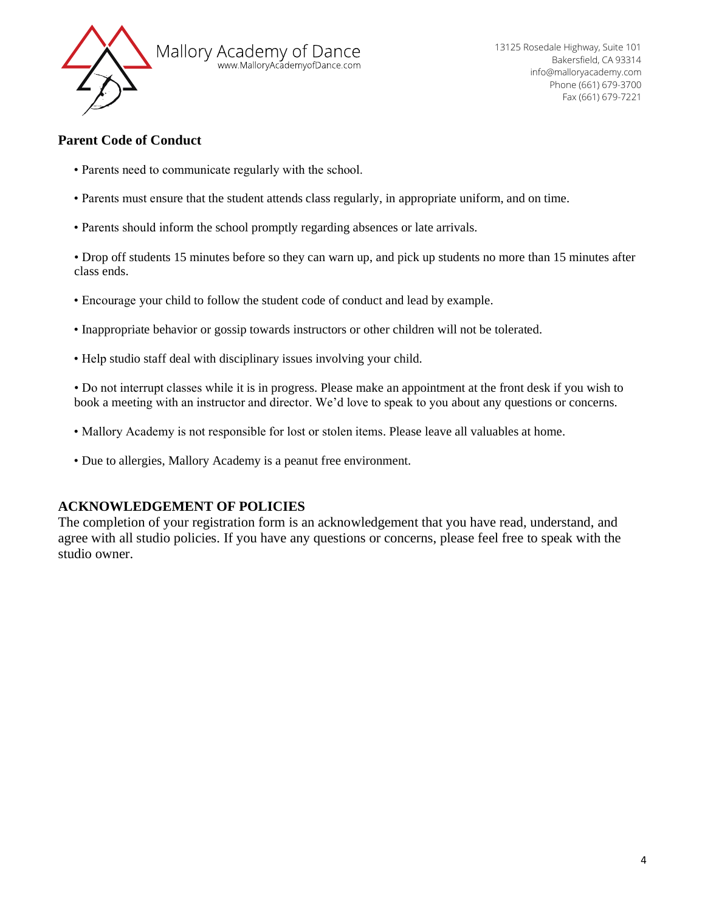Mallory Academy of Dance
www.MalloryAcademyofDance.com

13125 Rosedale Highway, Suite 101
Bakersfield, CA 93314
info@malloryacademy.com
Phone (661) 679-3700
Fax (661) 679-7221

## Parent Code of Conduct

- Parents need to communicate regularly with the school.
- Parents must ensure that the student attends class regularly, in appropriate uniform, and on time.
- Parents should inform the school promptly regarding absences or late arrivals.
- Drop off students 15 minutes before so they can warn up, and pick up students no more than 15 minutes after class ends.
- Encourage your child to follow the student code of conduct and lead by example.
- Inappropriate behavior or gossip towards instructors or other children will not be tolerated.
- Help studio staff deal with disciplinary issues involving your child.
- Do not interrupt classes while it is in progress. Please make an appointment at the front desk if you wish to book a meeting with an instructor and director. We'd love to speak to you about any questions or concerns.
- Mallory Academy is not responsible for lost or stolen items. Please leave all valuables at home.
- Due to allergies, Mallory Academy is a peanut free environment.

## ACKNOWLEDGEMENT OF POLICIES

The completion of your registration form is an acknowledgement that you have read, understand, and agree with all studio policies. If you have any questions or concerns, please feel free to speak with the studio owner.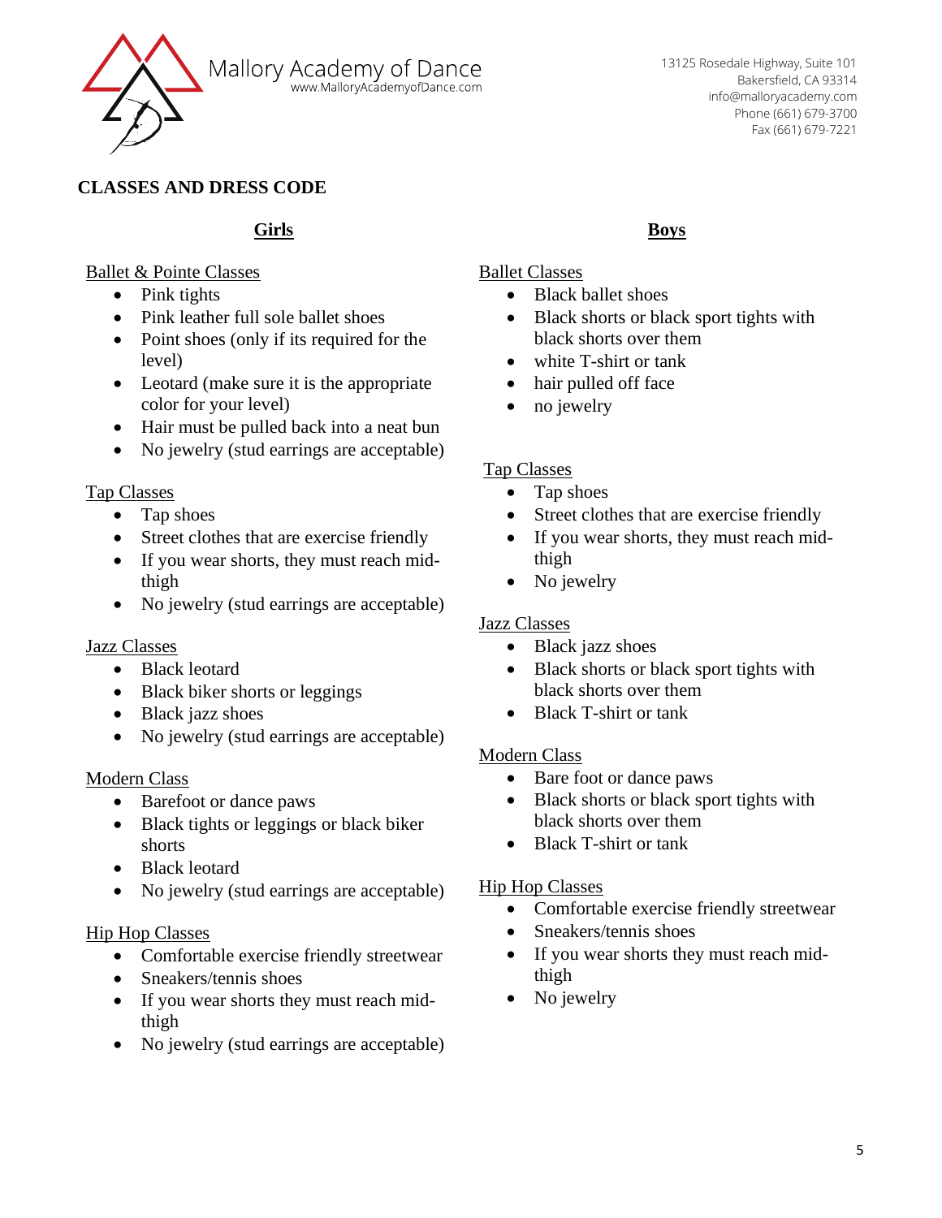Mallory Academy of Dance
www.MalloryAcademyofDance.com

13125 Rosedale Highway, Suite 101
Bakersfield, CA 93314
info@malloryacademy.com
Phone (661) 679-3700
Fax (661) 679-7221

## CLASSES AND DRESS CODE

### Girls

Ballet & Pointe Classes

- Pink tights
- Pink leather full sole ballet shoes
- Point shoes (only if its required for the level)
- Leotard (make sure it is the appropriate color for your level)
- Hair must be pulled back into a neat bun
- No jewelry (stud earrings are acceptable)

Tap Classes

- Tap shoes
- Street clothes that are exercise friendly
- If you wear shorts, they must reach mid-thigh
- No jewelry (stud earrings are acceptable)

Jazz Classes

- Black leotard
- Black biker shorts or leggings
- Black jazz shoes
- No jewelry (stud earrings are acceptable)

Modern Class

- Barefoot or dance paws
- Black tights or leggings or black biker shorts
- Black leotard
- No jewelry (stud earrings are acceptable)

Hip Hop Classes

- Comfortable exercise friendly streetwear
- Sneakers/tennis shoes
- If you wear shorts they must reach mid-thigh
- No jewelry (stud earrings are acceptable)

### Boys

Ballet Classes

- Black ballet shoes
- Black shorts or black sport tights with black shorts over them
- white T-shirt or tank
- hair pulled off face
- no jewelry

Tap Classes

- Tap shoes
- Street clothes that are exercise friendly
- If you wear shorts, they must reach mid-thigh
- No jewelry

Jazz Classes

- Black jazz shoes
- Black shorts or black sport tights with black shorts over them
- Black T-shirt or tank

Modern Class

- Bare foot or dance paws
- Black shorts or black sport tights with black shorts over them
- Black T-shirt or tank

Hip Hop Classes

- Comfortable exercise friendly streetwear
- Sneakers/tennis shoes
- If you wear shorts they must reach mid-thigh
- No jewelry